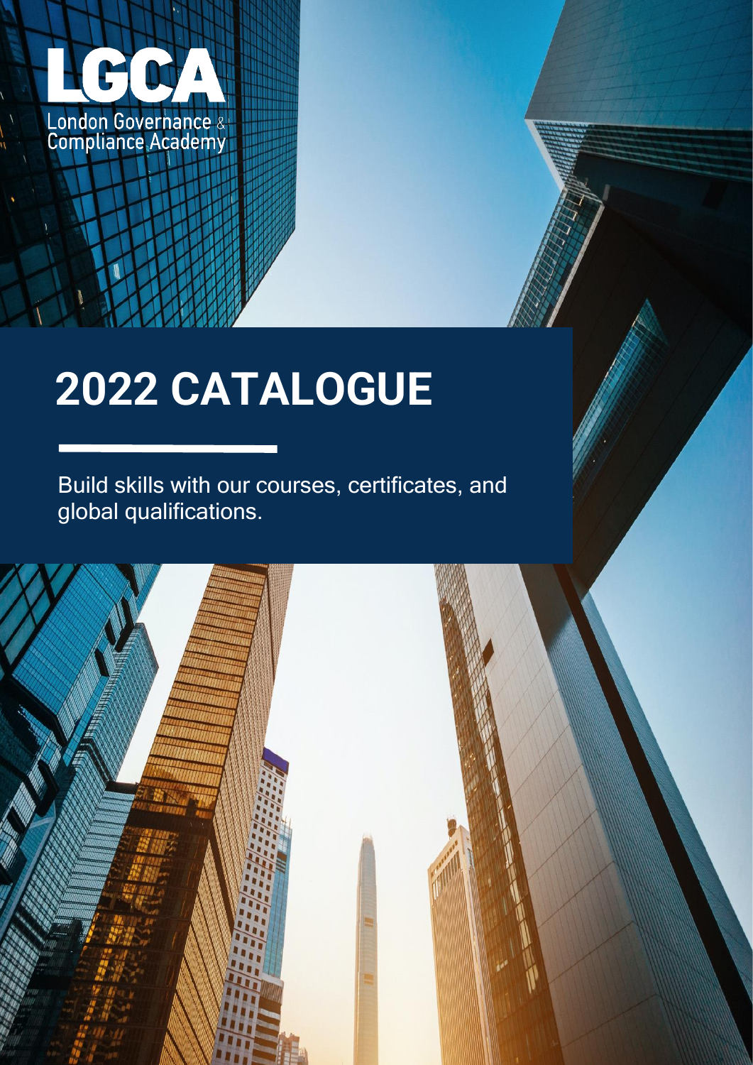LGCA

London Governance & Compliance Academy

# 2022 CATALOGUE

Build skills with our courses, certificates, and global qualifications.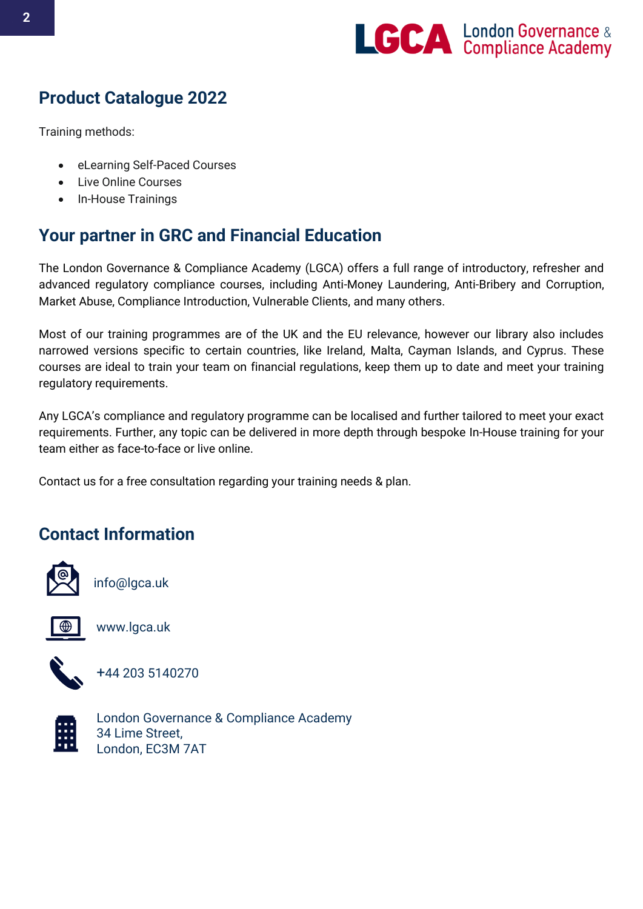## Product Catalogue 2022

Training methods:

- eLearning Self-Paced Courses
- Live Online Courses
- In-House Trainings

## Your partner in GRC and Financial Education

The London Governance & Compliance Academy (LGCA) offers a full range of introductory, refresher and advanced regulatory compliance courses, including Anti-Money Laundering, Anti-Bribery and Corruption, Market Abuse, Compliance Introduction, Vulnerable Clients, and many others.

Most of our training programmes are of the UK and the EU relevance, however our library also includes narrowed versions specific to certain countries, like Ireland, Malta, Cayman Islands, and Cyprus. These courses are ideal to train your team on financial regulations, keep them up to date and meet your training regulatory requirements.

Any LGCA's compliance and regulatory programme can be localised and further tailored to meet your exact requirements. Further, any topic can be delivered in more depth through bespoke In-House training for your team either as face-to-face or live online.

Contact us for a free consultation regarding your training needs & plan.

## Contact Information

info@lgca.uk

www.lgca.uk

+44 203 5140270

London Governance & Compliance Academy
34 Lime Street,
London, EC3M 7AT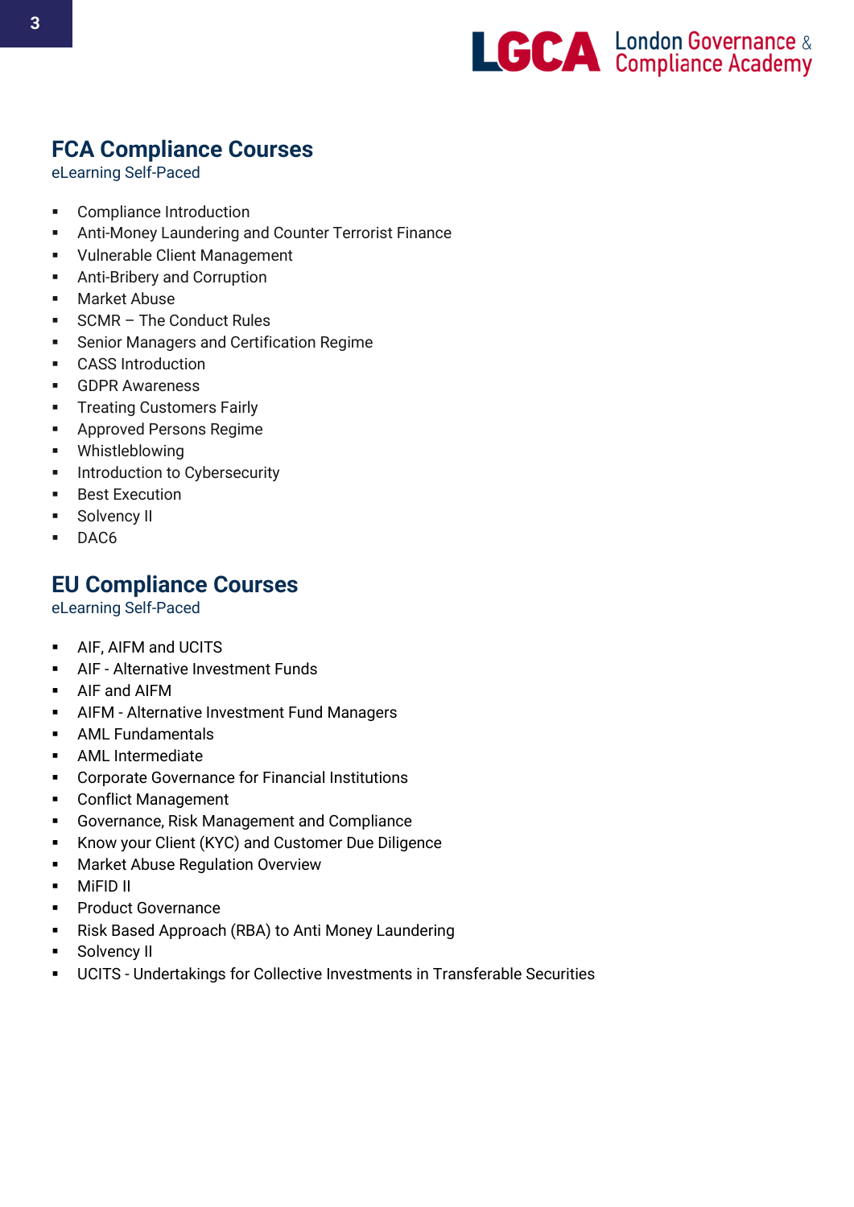## FCA Compliance Courses

eLearning Self-Paced

- Compliance Introduction
- Anti-Money Laundering and Counter Terrorist Finance
- Vulnerable Client Management
- Anti-Bribery and Corruption
- Market Abuse
- SCMR – The Conduct Rules
- Senior Managers and Certification Regime
- CASS Introduction
- GDPR Awareness
- Treating Customers Fairly
- Approved Persons Regime
- Whistleblowing
- Introduction to Cybersecurity
- Best Execution
- Solvency II
- DAC6

## EU Compliance Courses

eLearning Self-Paced

- AIF, AIFM and UCITS
- AIF - Alternative Investment Funds
- AIF and AIFM
- AIFM - Alternative Investment Fund Managers
- AML Fundamentals
- AML Intermediate
- Corporate Governance for Financial Institutions
- Conflict Management
- Governance, Risk Management and Compliance
- Know your Client (KYC) and Customer Due Diligence
- Market Abuse Regulation Overview
- MiFID II
- Product Governance
- Risk Based Approach (RBA) to Anti Money Laundering
- Solvency II
- UCITS - Undertakings for Collective Investments in Transferable Securities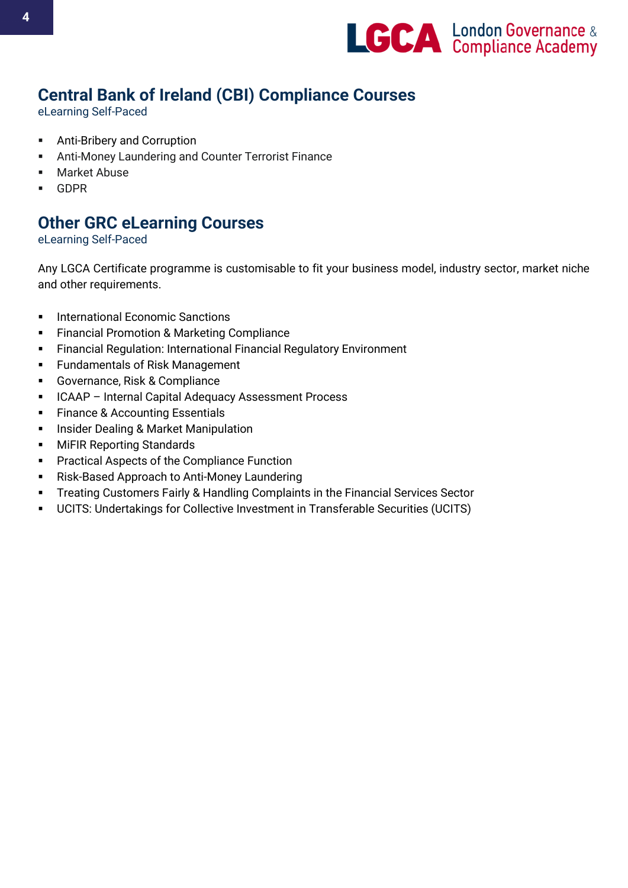## Central Bank of Ireland (CBI) Compliance Courses

eLearning Self-Paced

- Anti-Bribery and Corruption
- Anti-Money Laundering and Counter Terrorist Finance
- Market Abuse
- GDPR

## Other GRC eLearning Courses

eLearning Self-Paced

Any LGCA Certificate programme is customisable to fit your business model, industry sector, market niche and other requirements.

- International Economic Sanctions
- Financial Promotion & Marketing Compliance
- Financial Regulation: International Financial Regulatory Environment
- Fundamentals of Risk Management
- Governance, Risk & Compliance
- ICAAP – Internal Capital Adequacy Assessment Process
- Finance & Accounting Essentials
- Insider Dealing & Market Manipulation
- MiFIR Reporting Standards
- Practical Aspects of the Compliance Function
- Risk-Based Approach to Anti-Money Laundering
- Treating Customers Fairly & Handling Complaints in the Financial Services Sector
- UCITS: Undertakings for Collective Investment in Transferable Securities (UCITS)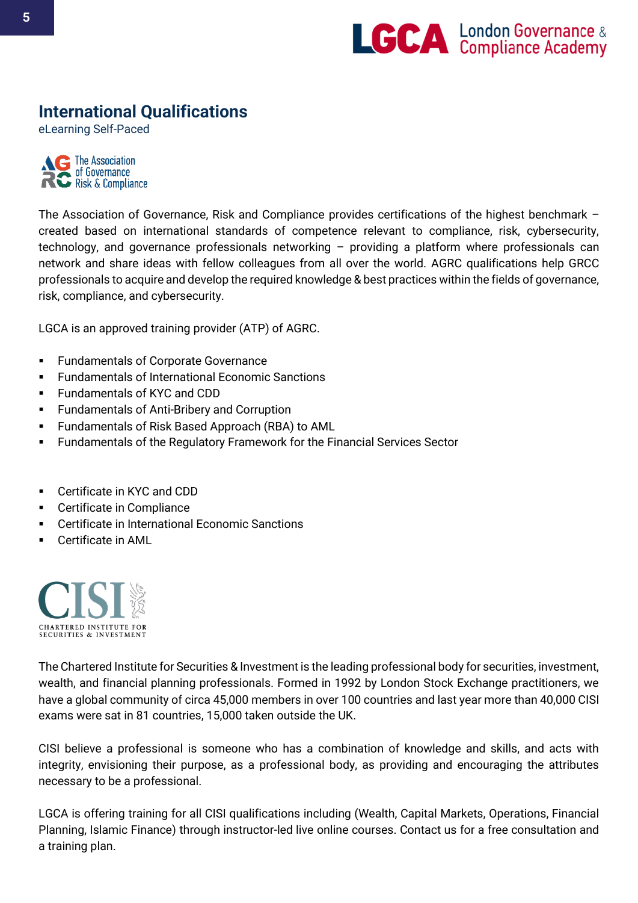# International Qualifications

eLearning Self-Paced

The Association of Governance Risk & Compliance

The Association of Governance, Risk and Compliance provides certifications of the highest benchmark – created based on international standards of competence relevant to compliance, risk, cybersecurity, technology, and governance professionals networking – providing a platform where professionals can network and share ideas with fellow colleagues from all over the world. AGRC qualifications help GRCC professionals to acquire and develop the required knowledge & best practices within the fields of governance, risk, compliance, and cybersecurity.

LGCA is an approved training provider (ATP) of AGRC.

- Fundamentals of Corporate Governance
- Fundamentals of International Economic Sanctions
- Fundamentals of KYC and CDD
- Fundamentals of Anti-Bribery and Corruption
- Fundamentals of Risk Based Approach (RBA) to AML
- Fundamentals of the Regulatory Framework for the Financial Services Sector

- Certificate in KYC and CDD
- Certificate in Compliance
- Certificate in International Economic Sanctions
- Certificate in AML

CISI – Chartered Institute for Securities & Investment

The Chartered Institute for Securities & Investment is the leading professional body for securities, investment, wealth, and financial planning professionals. Formed in 1992 by London Stock Exchange practitioners, we have a global community of circa 45,000 members in over 100 countries and last year more than 40,000 CISI exams were sat in 81 countries, 15,000 taken outside the UK.

CISI believe a professional is someone who has a combination of knowledge and skills, and acts with integrity, envisioning their purpose, as a professional body, as providing and encouraging the attributes necessary to be a professional.

LGCA is offering training for all CISI qualifications including (Wealth, Capital Markets, Operations, Financial Planning, Islamic Finance) through instructor-led live online courses. Contact us for a free consultation and a training plan.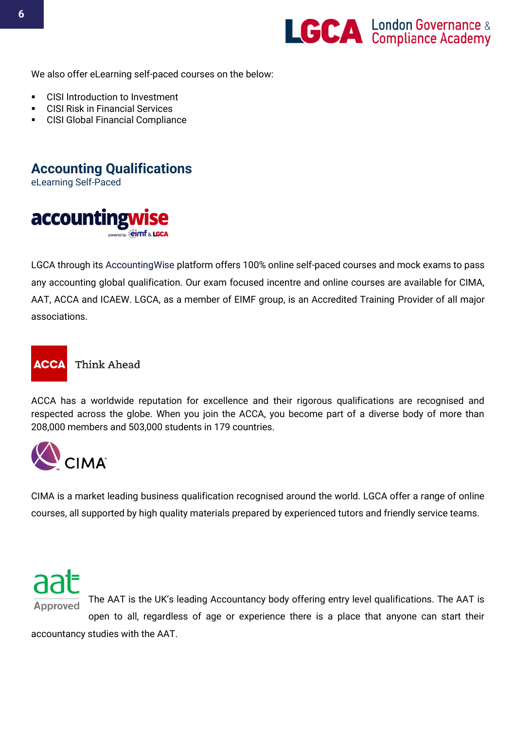We also offer eLearning self-paced courses on the below:

- CISI Introduction to Investment
- CISI Risk in Financial Services
- CISI Global Financial Compliance

## Accounting Qualifications

eLearning Self-Paced

LGCA through its AccountingWise platform offers 100% online self-paced courses and mock exams to pass any accounting global qualification. Our exam focused incentre and online courses are available for CIMA, AAT, ACCA and ICAEW. LGCA, as a member of EIMF group, is an Accredited Training Provider of all major associations.

ACCA has a worldwide reputation for excellence and their rigorous qualifications are recognised and respected across the globe. When you join the ACCA, you become part of a diverse body of more than 208,000 members and 503,000 students in 179 countries.

CIMA is a market leading business qualification recognised around the world. LGCA offer a range of online courses, all supported by high quality materials prepared by experienced tutors and friendly service teams.

The AAT is the UK's leading Accountancy body offering entry level qualifications. The AAT is open to all, regardless of age or experience there is a place that anyone can start their accountancy studies with the AAT.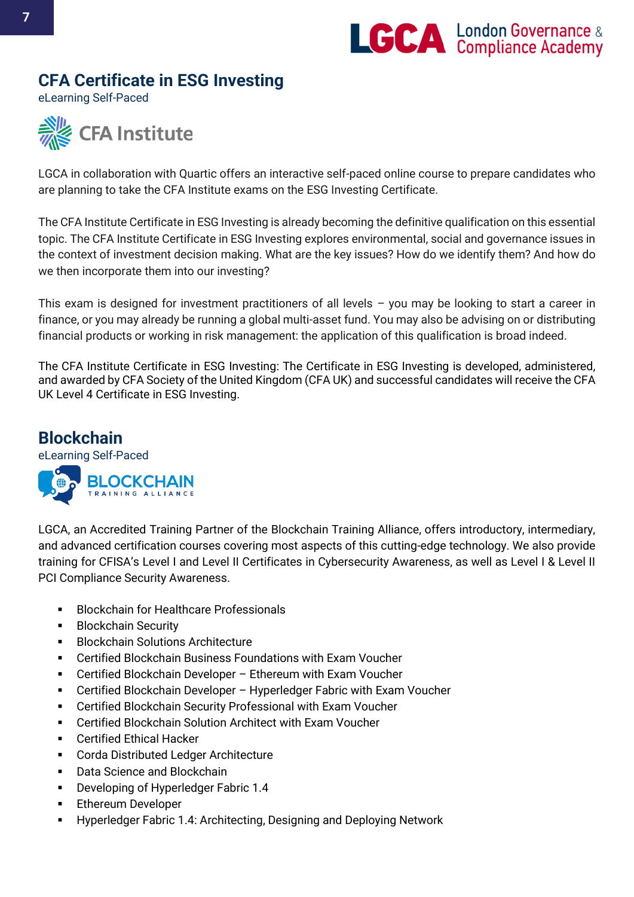## CFA Certificate in ESG Investing

eLearning Self-Paced

LGCA in collaboration with Quartic offers an interactive self-paced online course to prepare candidates who are planning to take the CFA Institute exams on the ESG Investing Certificate.

The CFA Institute Certificate in ESG Investing is already becoming the definitive qualification on this essential topic. The CFA Institute Certificate in ESG Investing explores environmental, social and governance issues in the context of investment decision making. What are the key issues? How do we identify them? And how do we then incorporate them into our investing?

This exam is designed for investment practitioners of all levels – you may be looking to start a career in finance, or you may already be running a global multi-asset fund. You may also be advising on or distributing financial products or working in risk management: the application of this qualification is broad indeed.

The CFA Institute Certificate in ESG Investing: The Certificate in ESG Investing is developed, administered, and awarded by CFA Society of the United Kingdom (CFA UK) and successful candidates will receive the CFA UK Level 4 Certificate in ESG Investing.

## Blockchain

eLearning Self-Paced

LGCA, an Accredited Training Partner of the Blockchain Training Alliance, offers introductory, intermediary, and advanced certification courses covering most aspects of this cutting-edge technology. We also provide training for CFISA's Level I and Level II Certificates in Cybersecurity Awareness, as well as Level I & Level II PCI Compliance Security Awareness.

- Blockchain for Healthcare Professionals
- Blockchain Security
- Blockchain Solutions Architecture
- Certified Blockchain Business Foundations with Exam Voucher
- Certified Blockchain Developer – Ethereum with Exam Voucher
- Certified Blockchain Developer – Hyperledger Fabric with Exam Voucher
- Certified Blockchain Security Professional with Exam Voucher
- Certified Blockchain Solution Architect with Exam Voucher
- Certified Ethical Hacker
- Corda Distributed Ledger Architecture
- Data Science and Blockchain
- Developing of Hyperledger Fabric 1.4
- Ethereum Developer
- Hyperledger Fabric 1.4: Architecting, Designing and Deploying Network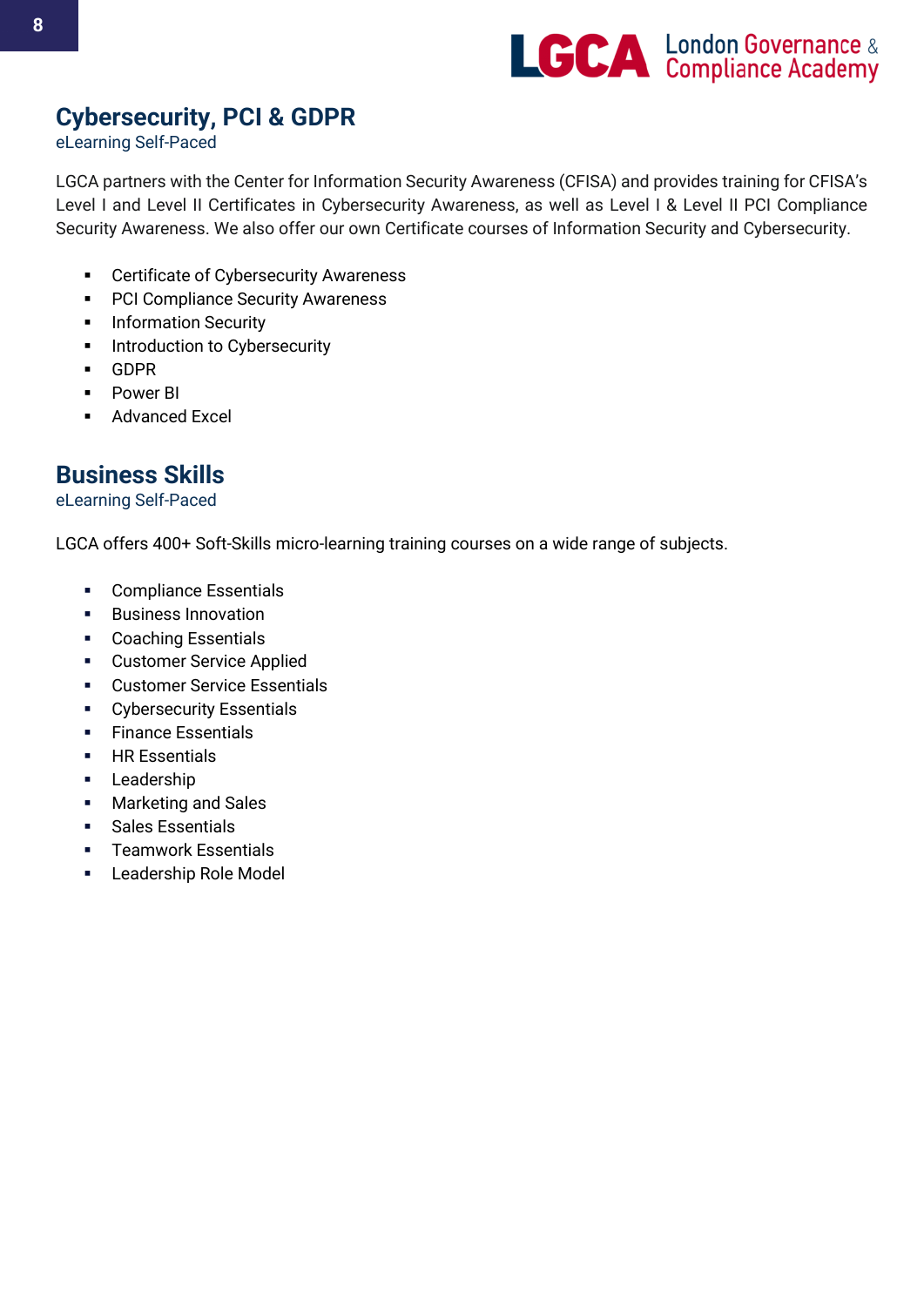## Cybersecurity, PCI & GDPR

eLearning Self-Paced

LGCA partners with the Center for Information Security Awareness (CFISA) and provides training for CFISA's Level I and Level II Certificates in Cybersecurity Awareness, as well as Level I & Level II PCI Compliance Security Awareness. We also offer our own Certificate courses of Information Security and Cybersecurity.

- Certificate of Cybersecurity Awareness
- PCI Compliance Security Awareness
- Information Security
- Introduction to Cybersecurity
- GDPR
- Power BI
- Advanced Excel

## Business Skills

eLearning Self-Paced

LGCA offers 400+ Soft-Skills micro-learning training courses on a wide range of subjects.

- Compliance Essentials
- Business Innovation
- Coaching Essentials
- Customer Service Applied
- Customer Service Essentials
- Cybersecurity Essentials
- Finance Essentials
- HR Essentials
- Leadership
- Marketing and Sales
- Sales Essentials
- Teamwork Essentials
- Leadership Role Model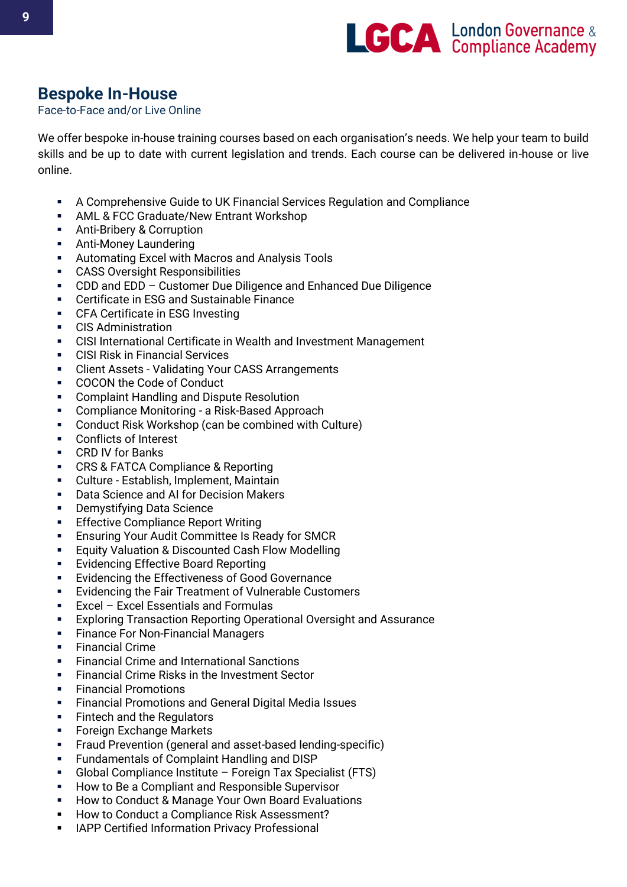## Bespoke In-House

Face-to-Face and/or Live Online

We offer bespoke in-house training courses based on each organisation's needs. We help your team to build skills and be up to date with current legislation and trends. Each course can be delivered in-house or live online.

- A Comprehensive Guide to UK Financial Services Regulation and Compliance
- AML & FCC Graduate/New Entrant Workshop
- Anti-Bribery & Corruption
- Anti-Money Laundering
- Automating Excel with Macros and Analysis Tools
- CASS Oversight Responsibilities
- CDD and EDD – Customer Due Diligence and Enhanced Due Diligence
- Certificate in ESG and Sustainable Finance
- CFA Certificate in ESG Investing
- CIS Administration
- CISI International Certificate in Wealth and Investment Management
- CISI Risk in Financial Services
- Client Assets - Validating Your CASS Arrangements
- COCON the Code of Conduct
- Complaint Handling and Dispute Resolution
- Compliance Monitoring - a Risk-Based Approach
- Conduct Risk Workshop (can be combined with Culture)
- Conflicts of Interest
- CRD IV for Banks
- CRS & FATCA Compliance & Reporting
- Culture - Establish, Implement, Maintain
- Data Science and AI for Decision Makers
- Demystifying Data Science
- Effective Compliance Report Writing
- Ensuring Your Audit Committee Is Ready for SMCR
- Equity Valuation & Discounted Cash Flow Modelling
- Evidencing Effective Board Reporting
- Evidencing the Effectiveness of Good Governance
- Evidencing the Fair Treatment of Vulnerable Customers
- Excel – Excel Essentials and Formulas
- Exploring Transaction Reporting Operational Oversight and Assurance
- Finance For Non-Financial Managers
- Financial Crime
- Financial Crime and International Sanctions
- Financial Crime Risks in the Investment Sector
- Financial Promotions
- Financial Promotions and General Digital Media Issues
- Fintech and the Regulators
- Foreign Exchange Markets
- Fraud Prevention (general and asset-based lending-specific)
- Fundamentals of Complaint Handling and DISP
- Global Compliance Institute – Foreign Tax Specialist (FTS)
- How to Be a Compliant and Responsible Supervisor
- How to Conduct & Manage Your Own Board Evaluations
- How to Conduct a Compliance Risk Assessment?
- IAPP Certified Information Privacy Professional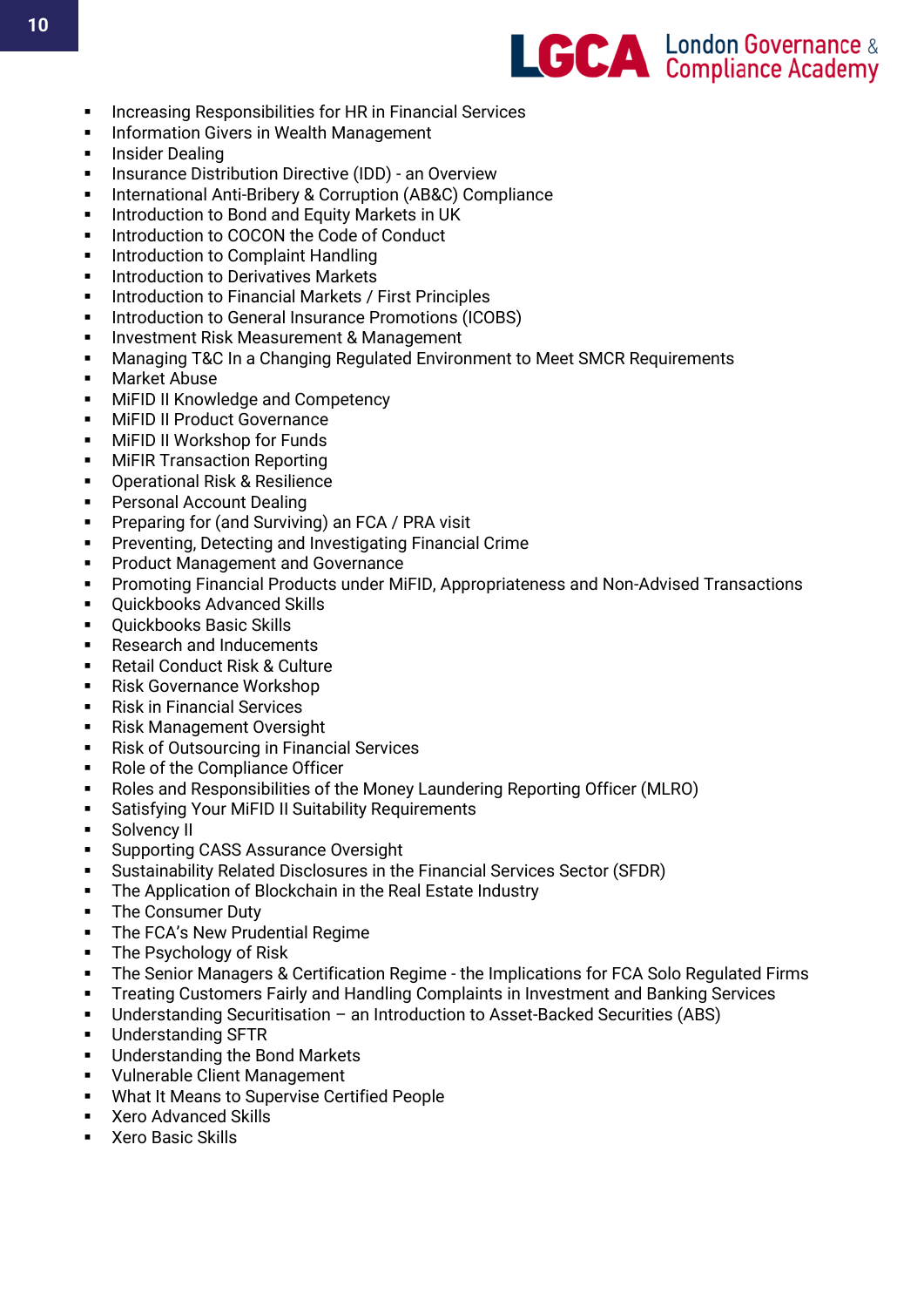- Increasing Responsibilities for HR in Financial Services
- Information Givers in Wealth Management
- Insider Dealing
- Insurance Distribution Directive (IDD) - an Overview
- International Anti-Bribery & Corruption (AB&C) Compliance
- Introduction to Bond and Equity Markets in UK
- Introduction to COCON the Code of Conduct
- Introduction to Complaint Handling
- Introduction to Derivatives Markets
- Introduction to Financial Markets / First Principles
- Introduction to General Insurance Promotions (ICOBS)
- Investment Risk Measurement & Management
- Managing T&C In a Changing Regulated Environment to Meet SMCR Requirements
- Market Abuse
- MiFID II Knowledge and Competency
- MiFID II Product Governance
- MiFID II Workshop for Funds
- MiFIR Transaction Reporting
- Operational Risk & Resilience
- Personal Account Dealing
- Preparing for (and Surviving) an FCA / PRA visit
- Preventing, Detecting and Investigating Financial Crime
- Product Management and Governance
- Promoting Financial Products under MiFID, Appropriateness and Non-Advised Transactions
- Quickbooks Advanced Skills
- Quickbooks Basic Skills
- Research and Inducements
- Retail Conduct Risk & Culture
- Risk Governance Workshop
- Risk in Financial Services
- Risk Management Oversight
- Risk of Outsourcing in Financial Services
- Role of the Compliance Officer
- Roles and Responsibilities of the Money Laundering Reporting Officer (MLRO)
- Satisfying Your MiFID II Suitability Requirements
- Solvency II
- Supporting CASS Assurance Oversight
- Sustainability Related Disclosures in the Financial Services Sector (SFDR)
- The Application of Blockchain in the Real Estate Industry
- The Consumer Duty
- The FCA's New Prudential Regime
- The Psychology of Risk
- The Senior Managers & Certification Regime - the Implications for FCA Solo Regulated Firms
- Treating Customers Fairly and Handling Complaints in Investment and Banking Services
- Understanding Securitisation – an Introduction to Asset-Backed Securities (ABS)
- Understanding SFTR
- Understanding the Bond Markets
- Vulnerable Client Management
- What It Means to Supervise Certified People
- Xero Advanced Skills
- Xero Basic Skills